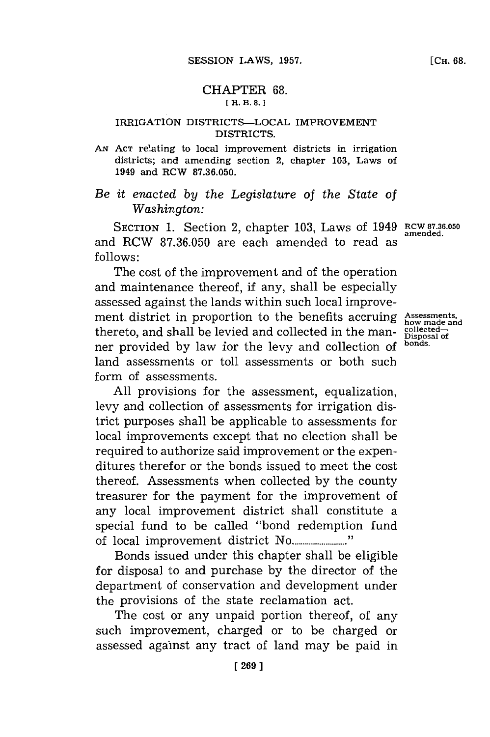# CHAPTER 68.

[H. B. 8.]

## IRRIGATION DISTRICTS—LOCAL IMPROVEMENT DISTRICTS.

AN ACT relating to local improvement districts in irrigation districts; and amending section 2, chapter 103, Laws of 1949 and RCW 87.36.050.

*Be it enacted by the Legislature of the State of Washington:*

SECTION 1. Section 2, chapter 103, Laws of 1949 and RCW 87.36.050 are each amended to read as follows:

RCW 87.36.050 amended.

The cost of the improvement and of the operation and maintenance thereof, if any, shall be especially assessed against the lands within such local improvement district in proportion to the benefits accruing thereto, and shall be levied and collected in the manner provided by law for the levy and collection of land assessments or toll assessments or both such form of assessments.

Assessments, how made and collected—Disposal of bonds.

All provisions for the assessment, equalization, levy and collection of assessments for irrigation district purposes shall be applicable to assessments for local improvements except that no election shall be required to authorize said improvement or the expenditures therefor or the bonds issued to meet the cost thereof. Assessments when collected by the county treasurer for the payment for the improvement of any local improvement district shall constitute a special fund to be called "bond redemption fund of local improvement district No.........................."

Bonds issued under this chapter shall be eligible for disposal to and purchase by the director of the department of conservation and development under the provisions of the state reclamation act.

The cost or any unpaid portion thereof, of any such improvement, charged or to be charged or assessed against any tract of land may be paid in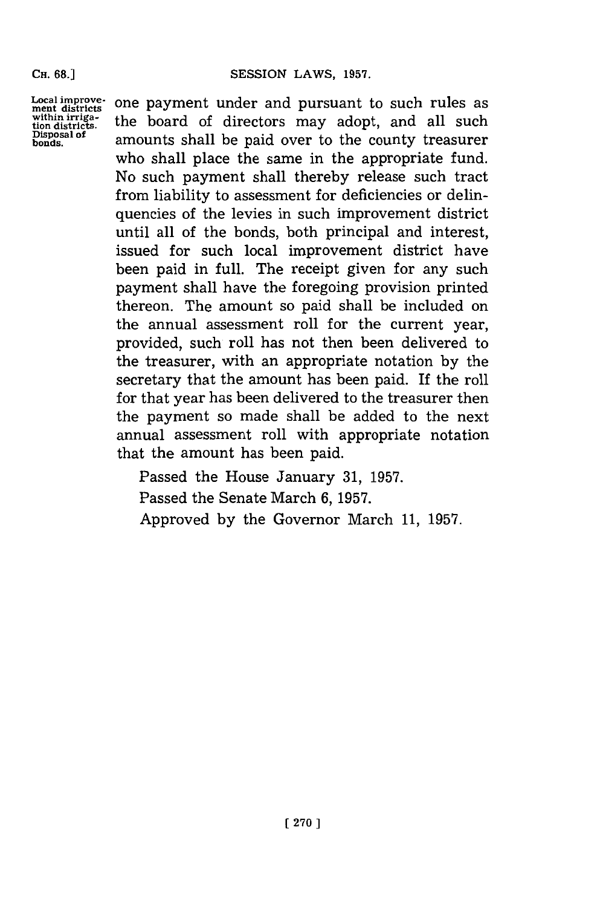Local improvement districts within irrigation districts. Disposal of bonds.

one payment under and pursuant to such rules as the board of directors may adopt, and all such amounts shall be paid over to the county treasurer who shall place the same in the appropriate fund. No such payment shall thereby release such tract from liability to assessment for deficiencies or delinquencies of the levies in such improvement district until all of the bonds, both principal and interest, issued for such local improvement district have been paid in full. The receipt given for any such payment shall have the foregoing provision printed thereon. The amount so paid shall be included on the annual assessment roll for the current year, provided, such roll has not then been delivered to the treasurer, with an appropriate notation by the secretary that the amount has been paid. If the roll for that year has been delivered to the treasurer then the payment so made shall be added to the next annual assessment roll with appropriate notation that the amount has been paid.

Passed the House January 31, 1957.

Passed the Senate March 6, 1957.

Approved by the Governor March 11, 1957.